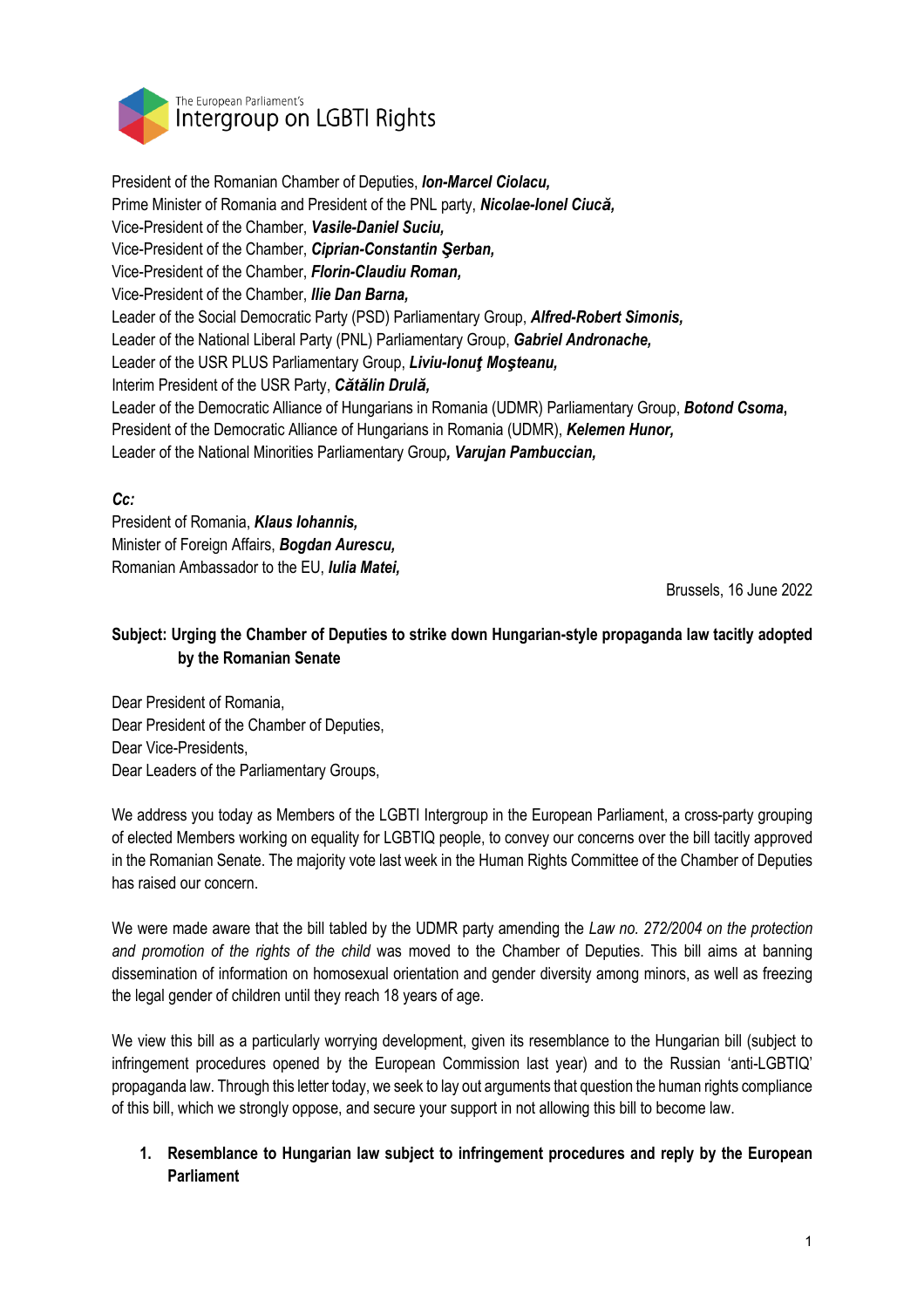The European Parliament's
Intergroup on LGBTI Rights

President of the Romanian Chamber of Deputies, ***Ion-Marcel Ciolacu,***
Prime Minister of Romania and President of the PNL party, ***Nicolae-Ionel Ciucă,***
Vice-President of the Chamber, ***Vasile-Daniel Suciu,***
Vice-President of the Chamber, ***Ciprian-Constantin Şerban,***
Vice-President of the Chamber, ***Florin-Claudiu Roman,***
Vice-President of the Chamber, ***Ilie Dan Barna,***
Leader of the Social Democratic Party (PSD) Parliamentary Group, ***Alfred-Robert Simonis,***
Leader of the National Liberal Party (PNL) Parliamentary Group, ***Gabriel Andronache,***
Leader of the USR PLUS Parliamentary Group, ***Liviu-Ionuţ Moşteanu,***
Interim President of the USR Party, ***Cătălin Drulă,***
Leader of the Democratic Alliance of Hungarians in Romania (UDMR) Parliamentary Group, ***Botond Csoma*****,**
President of the Democratic Alliance of Hungarians in Romania (UDMR), ***Kelemen Hunor,***
Leader of the National Minorities Parliamentary Group***, Varujan Pambuccian,***

***Cc:***
President of Romania, ***Klaus Iohannis,***
Minister of Foreign Affairs, ***Bogdan Aurescu,***
Romanian Ambassador to the EU, ***Iulia Matei,***

Brussels, 16 June 2022

**Subject: Urging the Chamber of Deputies to strike down Hungarian-style propaganda law tacitly adopted by the Romanian Senate**

Dear President of Romania,
Dear President of the Chamber of Deputies,
Dear Vice-Presidents,
Dear Leaders of the Parliamentary Groups,

We address you today as Members of the LGBTI Intergroup in the European Parliament, a cross-party grouping of elected Members working on equality for LGBTIQ people, to convey our concerns over the bill tacitly approved in the Romanian Senate. The majority vote last week in the Human Rights Committee of the Chamber of Deputies has raised our concern.

We were made aware that the bill tabled by the UDMR party amending the *Law no. 272/2004 on the protection and promotion of the rights of the child* was moved to the Chamber of Deputies. This bill aims at banning dissemination of information on homosexual orientation and gender diversity among minors, as well as freezing the legal gender of children until they reach 18 years of age.

We view this bill as a particularly worrying development, given its resemblance to the Hungarian bill (subject to infringement procedures opened by the European Commission last year) and to the Russian 'anti-LGBTIQ' propaganda law. Through this letter today, we seek to lay out arguments that question the human rights compliance of this bill, which we strongly oppose, and secure your support in not allowing this bill to become law.

1. **Resemblance to Hungarian law subject to infringement procedures and reply by the European Parliament**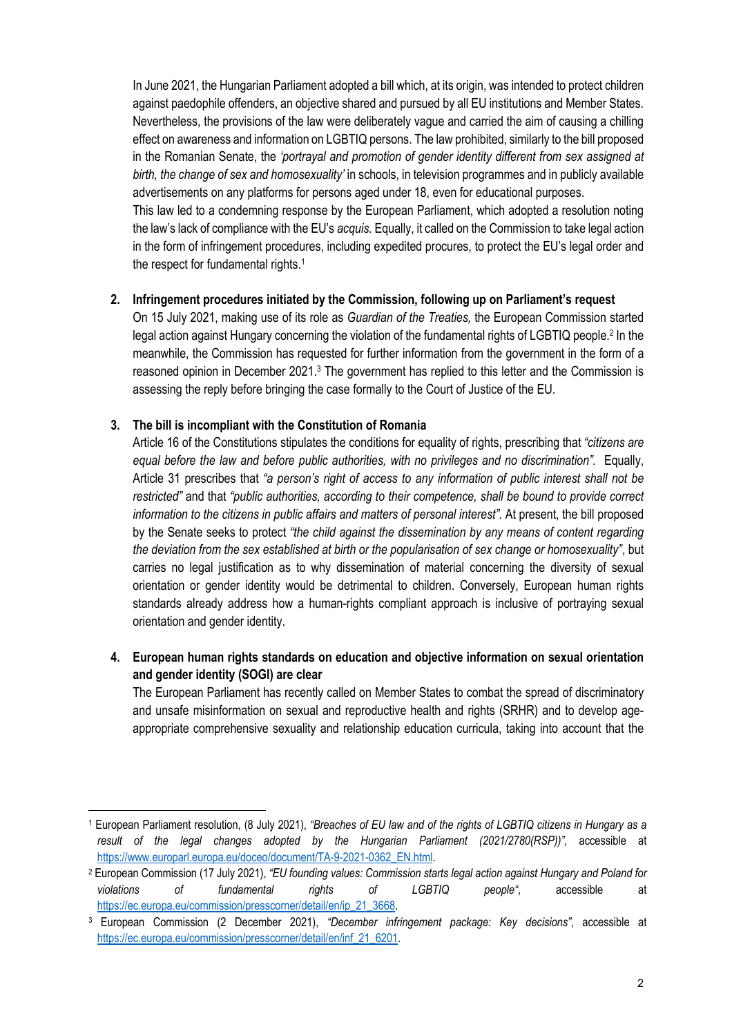In June 2021, the Hungarian Parliament adopted a bill which, at its origin, was intended to protect children against paedophile offenders, an objective shared and pursued by all EU institutions and Member States. Nevertheless, the provisions of the law were deliberately vague and carried the aim of causing a chilling effect on awareness and information on LGBTIQ persons. The law prohibited, similarly to the bill proposed in the Romanian Senate, the *'portrayal and promotion of gender identity different from sex assigned at birth, the change of sex and homosexuality'* in schools, in television programmes and in publicly available advertisements on any platforms for persons aged under 18, even for educational purposes.

This law led to a condemning response by the European Parliament, which adopted a resolution noting the law's lack of compliance with the EU's *acquis.* Equally, it called on the Commission to take legal action in the form of infringement procedures, including expedited procures, to protect the EU's legal order and the respect for fundamental rights.[1]

2. **Infringement procedures initiated by the Commission, following up on Parliament's request**

On 15 July 2021, making use of its role as *Guardian of the Treaties,* the European Commission started legal action against Hungary concerning the violation of the fundamental rights of LGBTIQ people.[2] In the meanwhile, the Commission has requested for further information from the government in the form of a reasoned opinion in December 2021.[3] The government has replied to this letter and the Commission is assessing the reply before bringing the case formally to the Court of Justice of the EU.

3. **The bill is incompliant with the Constitution of Romania**

Article 16 of the Constitutions stipulates the conditions for equality of rights, prescribing that *"citizens are equal before the law and before public authorities, with no privileges and no discrimination".* Equally, Article 31 prescribes that *"a person's right of access to any information of public interest shall not be restricted"* and that *"public authorities, according to their competence, shall be bound to provide correct information to the citizens in public affairs and matters of personal interest".* At present, the bill proposed by the Senate seeks to protect *"the child against the dissemination by any means of content regarding the deviation from the sex established at birth or the popularisation of sex change or homosexuality"*, but carries no legal justification as to why dissemination of material concerning the diversity of sexual orientation or gender identity would be detrimental to children. Conversely, European human rights standards already address how a human-rights compliant approach is inclusive of portraying sexual orientation and gender identity.

4. **European human rights standards on education and objective information on sexual orientation and gender identity (SOGI) are clear**

The European Parliament has recently called on Member States to combat the spread of discriminatory and unsafe misinformation on sexual and reproductive health and rights (SRHR) and to develop age-appropriate comprehensive sexuality and relationship education curricula, taking into account that the

---

[1] European Parliament resolution, (8 July 2021), *"Breaches of EU law and of the rights of LGBTIQ citizens in Hungary as a result of the legal changes adopted by the Hungarian Parliament (2021/2780(RSP))",* accessible at https://www.europarl.europa.eu/doceo/document/TA-9-2021-0362_EN.html.

[2] European Commission (17 July 2021), *"EU founding values: Commission starts legal action against Hungary and Poland for violations of fundamental rights of LGBTIQ people"*, accessible at https://ec.europa.eu/commission/presscorner/detail/en/ip_21_3668.

[3] European Commission (2 December 2021), *"December infringement package: Key decisions"*, accessible at https://ec.europa.eu/commission/presscorner/detail/en/inf_21_6201.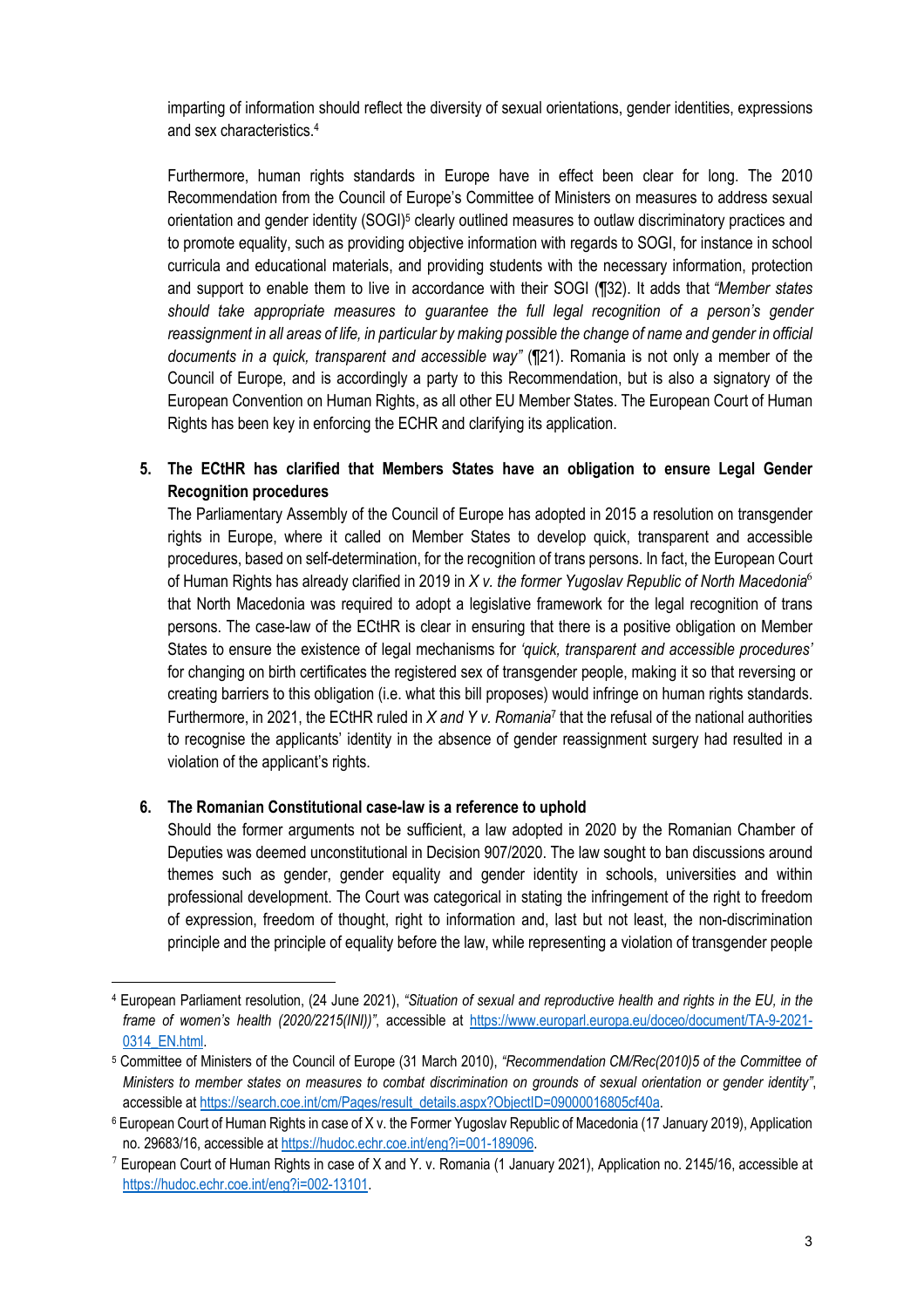imparting of information should reflect the diversity of sexual orientations, gender identities, expressions and sex characteristics.[4]

Furthermore, human rights standards in Europe have in effect been clear for long. The 2010 Recommendation from the Council of Europe's Committee of Ministers on measures to address sexual orientation and gender identity (SOGI)[5] clearly outlined measures to outlaw discriminatory practices and to promote equality, such as providing objective information with regards to SOGI, for instance in school curricula and educational materials, and providing students with the necessary information, protection and support to enable them to live in accordance with their SOGI (¶32). It adds that *"Member states should take appropriate measures to guarantee the full legal recognition of a person's gender reassignment in all areas of life, in particular by making possible the change of name and gender in official documents in a quick, transparent and accessible way"* (¶21). Romania is not only a member of the Council of Europe, and is accordingly a party to this Recommendation, but is also a signatory of the European Convention on Human Rights, as all other EU Member States. The European Court of Human Rights has been key in enforcing the ECHR and clarifying its application.

**5. The ECtHR has clarified that Members States have an obligation to ensure Legal Gender Recognition procedures**

The Parliamentary Assembly of the Council of Europe has adopted in 2015 a resolution on transgender rights in Europe, where it called on Member States to develop quick, transparent and accessible procedures, based on self-determination, for the recognition of trans persons. In fact, the European Court of Human Rights has already clarified in 2019 in *X v. the former Yugoslav Republic of North Macedonia*[6] that North Macedonia was required to adopt a legislative framework for the legal recognition of trans persons. The case-law of the ECtHR is clear in ensuring that there is a positive obligation on Member States to ensure the existence of legal mechanisms for *'quick, transparent and accessible procedures'* for changing on birth certificates the registered sex of transgender people, making it so that reversing or creating barriers to this obligation (i.e. what this bill proposes) would infringe on human rights standards. Furthermore, in 2021, the ECtHR ruled in *X and Y v. Romania*[7] that the refusal of the national authorities to recognise the applicants' identity in the absence of gender reassignment surgery had resulted in a violation of the applicant's rights.

**6. The Romanian Constitutional case-law is a reference to uphold**

Should the former arguments not be sufficient, a law adopted in 2020 by the Romanian Chamber of Deputies was deemed unconstitutional in Decision 907/2020. The law sought to ban discussions around themes such as gender, gender equality and gender identity in schools, universities and within professional development. The Court was categorical in stating the infringement of the right to freedom of expression, freedom of thought, right to information and, last but not least, the non-discrimination principle and the principle of equality before the law, while representing a violation of transgender people

---

[4] European Parliament resolution, (24 June 2021), *"Situation of sexual and reproductive health and rights in the EU, in the frame of women's health (2020/2215(INI))"*, accessible at https://www.europarl.europa.eu/doceo/document/TA-9-2021-0314_EN.html.

[5] Committee of Ministers of the Council of Europe (31 March 2010), *"Recommendation CM/Rec(2010)5 of the Committee of Ministers to member states on measures to combat discrimination on grounds of sexual orientation or gender identity"*, accessible at https://search.coe.int/cm/Pages/result_details.aspx?ObjectID=09000016805cf40a.

[6] European Court of Human Rights in case of X v. the Former Yugoslav Republic of Macedonia (17 January 2019), Application no. 29683/16, accessible at https://hudoc.echr.coe.int/eng?i=001-189096.

[7] European Court of Human Rights in case of X and Y. v. Romania (1 January 2021), Application no. 2145/16, accessible at https://hudoc.echr.coe.int/eng?i=002-13101.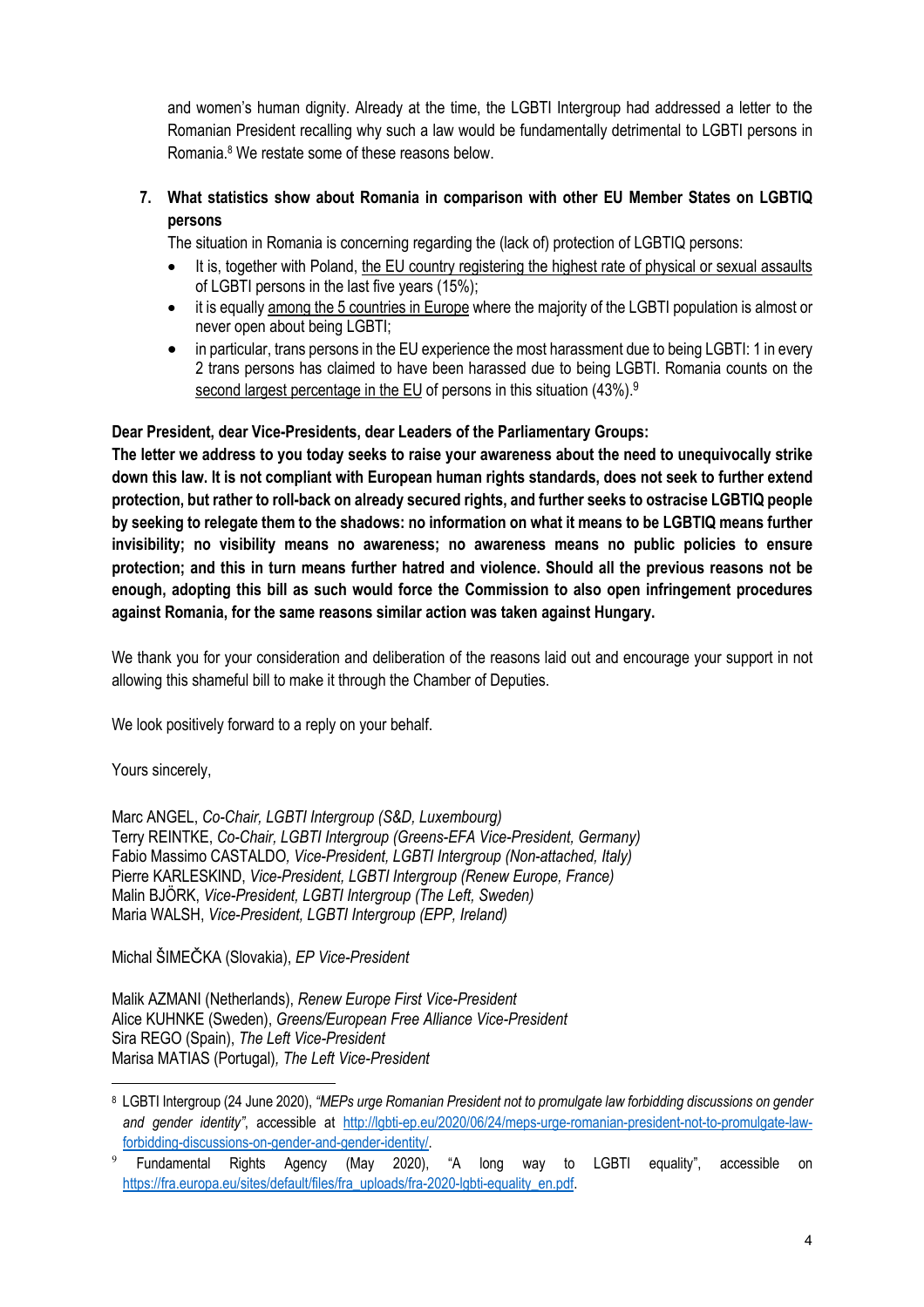and women's human dignity. Already at the time, the LGBTI Intergroup had addressed a letter to the Romanian President recalling why such a law would be fundamentally detrimental to LGBTI persons in Romania.[8] We restate some of these reasons below.

7. **What statistics show about Romania in comparison with other EU Member States on LGBTIQ persons**

The situation in Romania is concerning regarding the (lack of) protection of LGBTIQ persons:

- It is, together with Poland, the EU country registering the highest rate of physical or sexual assaults of LGBTI persons in the last five years (15%);
- it is equally among the 5 countries in Europe where the majority of the LGBTI population is almost or never open about being LGBTI;
- in particular, trans persons in the EU experience the most harassment due to being LGBTI: 1 in every 2 trans persons has claimed to have been harassed due to being LGBTI. Romania counts on the second largest percentage in the EU of persons in this situation (43%).[9]

**Dear President, dear Vice-Presidents, dear Leaders of the Parliamentary Groups:**

**The letter we address to you today seeks to raise your awareness about the need to unequivocally strike down this law. It is not compliant with European human rights standards, does not seek to further extend protection, but rather to roll-back on already secured rights, and further seeks to ostracise LGBTIQ people by seeking to relegate them to the shadows: no information on what it means to be LGBTIQ means further invisibility; no visibility means no awareness; no awareness means no public policies to ensure protection; and this in turn means further hatred and violence. Should all the previous reasons not be enough, adopting this bill as such would force the Commission to also open infringement procedures against Romania, for the same reasons similar action was taken against Hungary.**

We thank you for your consideration and deliberation of the reasons laid out and encourage your support in not allowing this shameful bill to make it through the Chamber of Deputies.

We look positively forward to a reply on your behalf.

Yours sincerely,

Marc ANGEL, *Co-Chair, LGBTI Intergroup (S&D, Luxembourg)*
Terry REINTKE, *Co-Chair, LGBTI Intergroup (Greens-EFA Vice-President, Germany)*
Fabio Massimo CASTALDO*, Vice-President, LGBTI Intergroup (Non-attached, Italy)*
Pierre KARLESKIND, *Vice-President, LGBTI Intergroup (Renew Europe, France)*
Malin BJÖRK, *Vice-President, LGBTI Intergroup (The Left, Sweden)*
Maria WALSH, *Vice-President, LGBTI Intergroup (EPP, Ireland)*

Michal ŠIMEČKA (Slovakia), *EP Vice-President*

Malik AZMANI (Netherlands), *Renew Europe First Vice-President*
Alice KUHNKE (Sweden), *Greens/European Free Alliance Vice-President*
Sira REGO (Spain), *The Left Vice-President*
Marisa MATIAS (Portugal)*, The Left Vice-President*

---

[8] LGBTI Intergroup (24 June 2020), *"MEPs urge Romanian President not to promulgate law forbidding discussions on gender and gender identity"*, accessible at http://lgbti-ep.eu/2020/06/24/meps-urge-romanian-president-not-to-promulgate-law-forbidding-discussions-on-gender-and-gender-identity/.

[9] Fundamental Rights Agency (May 2020), "A long way to LGBTI equality", accessible on https://fra.europa.eu/sites/default/files/fra_uploads/fra-2020-lgbti-equality_en.pdf.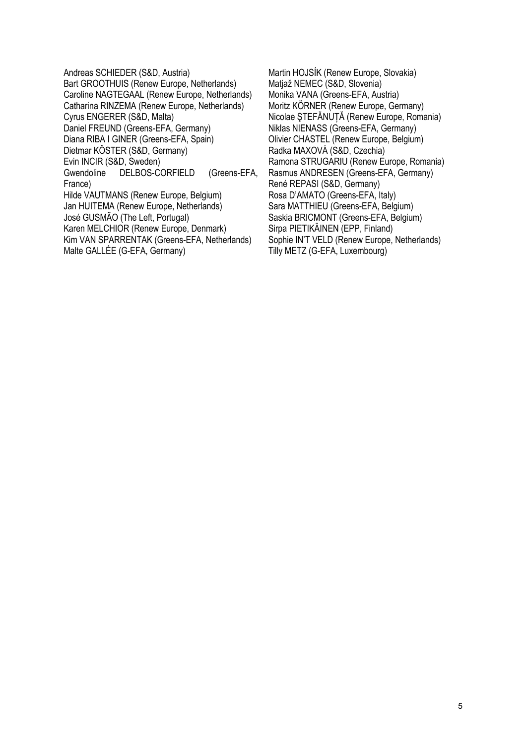Andreas SCHIEDER (S&D, Austria)
Bart GROOTHUIS (Renew Europe, Netherlands)
Caroline NAGTEGAAL (Renew Europe, Netherlands)
Catharina RINZEMA (Renew Europe, Netherlands)
Cyrus ENGERER (S&D, Malta)
Daniel FREUND (Greens-EFA, Germany)
Diana RIBA I GINER (Greens-EFA, Spain)
Dietmar KÖSTER (S&D, Germany)
Evin INCIR (S&D, Sweden)
Gwendoline DELBOS-CORFIELD (Greens-EFA, France)
Hilde VAUTMANS (Renew Europe, Belgium)
Jan HUITEMA (Renew Europe, Netherlands)
José GUSMÃO (The Left, Portugal)
Karen MELCHIOR (Renew Europe, Denmark)
Kim VAN SPARRENTAK (Greens-EFA, Netherlands)
Malte GALLÉE (G-EFA, Germany)
Martin HOJSÍK (Renew Europe, Slovakia)
Matjaž NEMEC (S&D, Slovenia)
Monika VANA (Greens-EFA, Austria)
Moritz KÖRNER (Renew Europe, Germany)
Nicolae ŞTEFĂNUȚĂ (Renew Europe, Romania)
Niklas NIENASS (Greens-EFA, Germany)
Olivier CHASTEL (Renew Europe, Belgium)
Radka MAXOVÁ (S&D, Czechia)
Ramona STRUGARIU (Renew Europe, Romania)
Rasmus ANDRESEN (Greens-EFA, Germany)
René REPASI (S&D, Germany)
Rosa D'AMATO (Greens-EFA, Italy)
Sara MATTHIEU (Greens-EFA, Belgium)
Saskia BRICMONT (Greens-EFA, Belgium)
Sirpa PIETIKÄINEN (EPP, Finland)
Sophie IN'T VELD (Renew Europe, Netherlands)
Tilly METZ (G-EFA, Luxembourg)